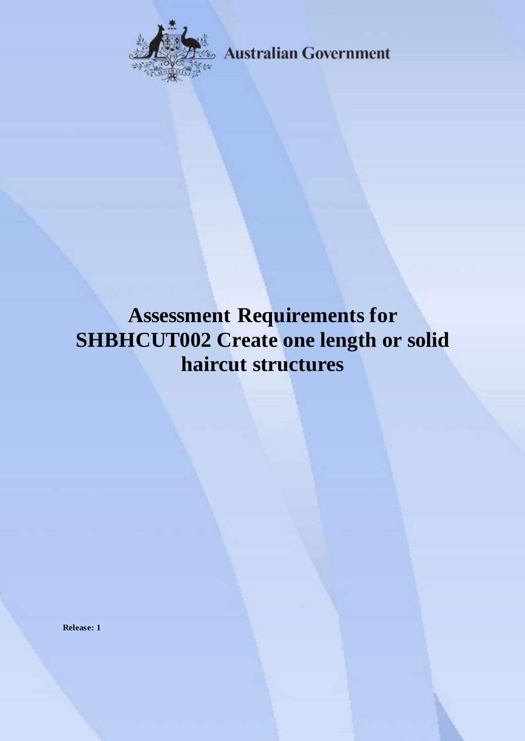Australian Government

# Assessment Requirements for SHBHCUT002 Create one length or solid haircut structures

**Release: 1**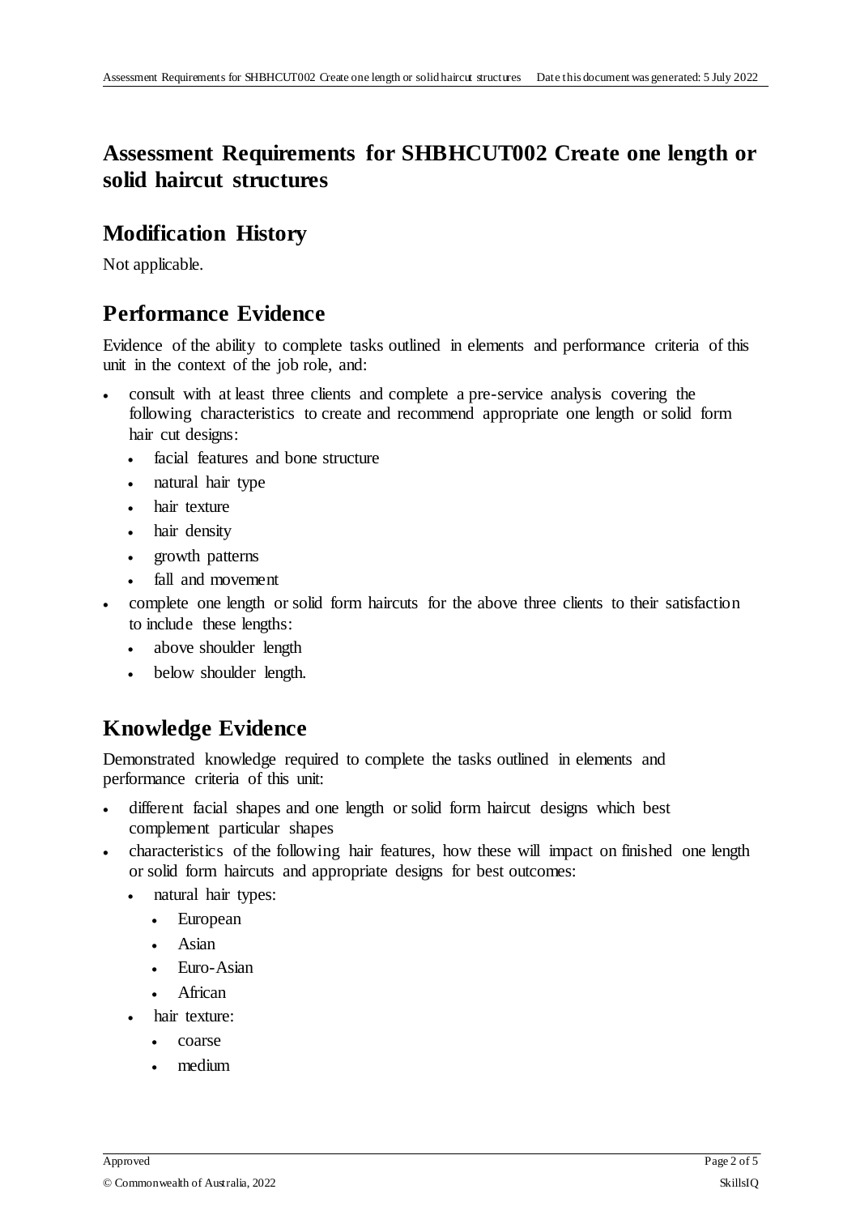# Assessment Requirements for SHBHCUT002 Create one length or solid haircut structures

## Modification History

Not applicable.

## Performance Evidence

Evidence of the ability to complete tasks outlined in elements and performance criteria of this unit in the context of the job role, and:

- consult with at least three clients and complete a pre-service analysis covering the following characteristics to create and recommend appropriate one length or solid form hair cut designs:
  - facial features and bone structure
  - natural hair type
  - hair texture
  - hair density
  - growth patterns
  - fall and movement
- complete one length or solid form haircuts for the above three clients to their satisfaction to include these lengths:
  - above shoulder length
  - below shoulder length.

## Knowledge Evidence

Demonstrated knowledge required to complete the tasks outlined in elements and performance criteria of this unit:

- different facial shapes and one length or solid form haircut designs which best complement particular shapes
- characteristics of the following hair features, how these will impact on finished one length or solid form haircuts and appropriate designs for best outcomes:
  - natural hair types:
    - European
    - Asian
    - Euro-Asian
    - African
  - hair texture:
    - coarse
    - medium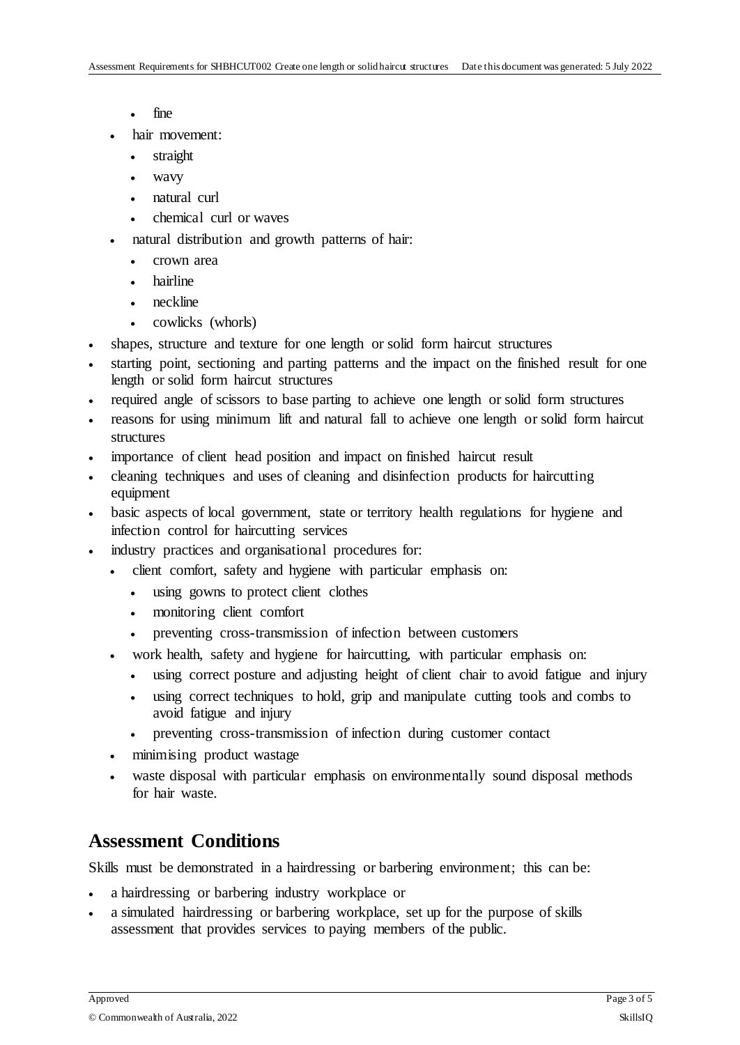- fine
  - hair movement:
    - straight
    - wavy
    - natural curl
    - chemical curl or waves
  - natural distribution and growth patterns of hair:
    - crown area
    - hairline
    - neckline
    - cowlicks (whorls)
- shapes, structure and texture for one length or solid form haircut structures
- starting point, sectioning and parting patterns and the impact on the finished result for one length or solid form haircut structures
- required angle of scissors to base parting to achieve one length or solid form structures
- reasons for using minimum lift and natural fall to achieve one length or solid form haircut structures
- importance of client head position and impact on finished haircut result
- cleaning techniques and uses of cleaning and disinfection products for haircutting equipment
- basic aspects of local government, state or territory health regulations for hygiene and infection control for haircutting services
- industry practices and organisational procedures for:
  - client comfort, safety and hygiene with particular emphasis on:
    - using gowns to protect client clothes
    - monitoring client comfort
    - preventing cross-transmission of infection between customers
  - work health, safety and hygiene for haircutting, with particular emphasis on:
    - using correct posture and adjusting height of client chair to avoid fatigue and injury
    - using correct techniques to hold, grip and manipulate cutting tools and combs to avoid fatigue and injury
    - preventing cross-transmission of infection during customer contact
  - minimising product wastage
  - waste disposal with particular emphasis on environmentally sound disposal methods for hair waste.

## Assessment Conditions

Skills must be demonstrated in a hairdressing or barbering environment; this can be:

- a hairdressing or barbering industry workplace or
- a simulated hairdressing or barbering workplace, set up for the purpose of skills assessment that provides services to paying members of the public.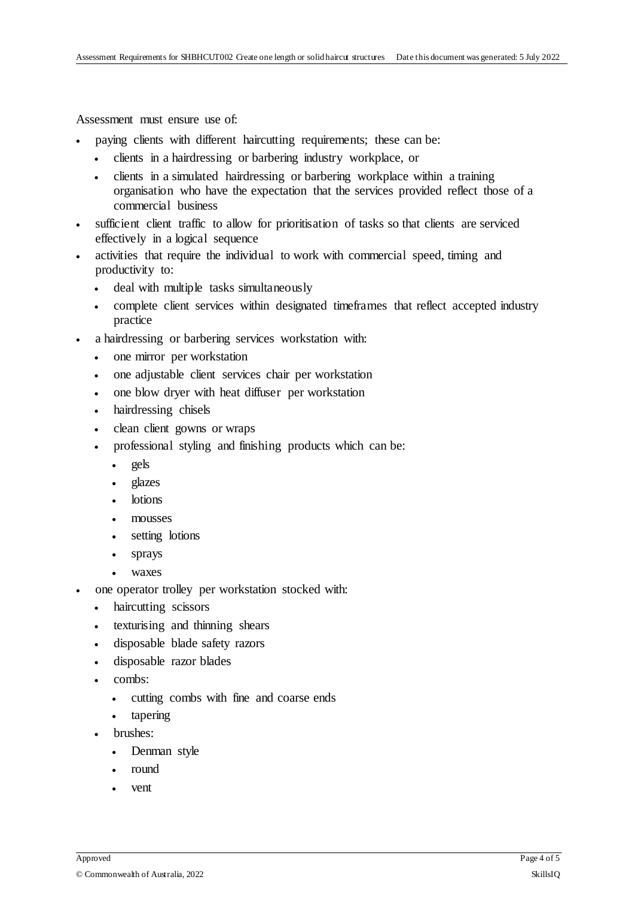Assessment must ensure use of:

- paying clients with different haircutting requirements; these can be:
  - clients in a hairdressing or barbering industry workplace, or
  - clients in a simulated hairdressing or barbering workplace within a training organisation who have the expectation that the services provided reflect those of a commercial business
- sufficient client traffic to allow for prioritisation of tasks so that clients are serviced effectively in a logical sequence
- activities that require the individual to work with commercial speed, timing and productivity to:
  - deal with multiple tasks simultaneously
  - complete client services within designated timeframes that reflect accepted industry practice
- a hairdressing or barbering services workstation with:
  - one mirror per workstation
  - one adjustable client services chair per workstation
  - one blow dryer with heat diffuser per workstation
  - hairdressing chisels
  - clean client gowns or wraps
  - professional styling and finishing products which can be:
    - gels
    - glazes
    - lotions
    - mousses
    - setting lotions
    - sprays
    - waxes
- one operator trolley per workstation stocked with:
  - haircutting scissors
  - texturising and thinning shears
  - disposable blade safety razors
  - disposable razor blades
  - combs:
    - cutting combs with fine and coarse ends
    - tapering
  - brushes:
    - Denman style
    - round
    - vent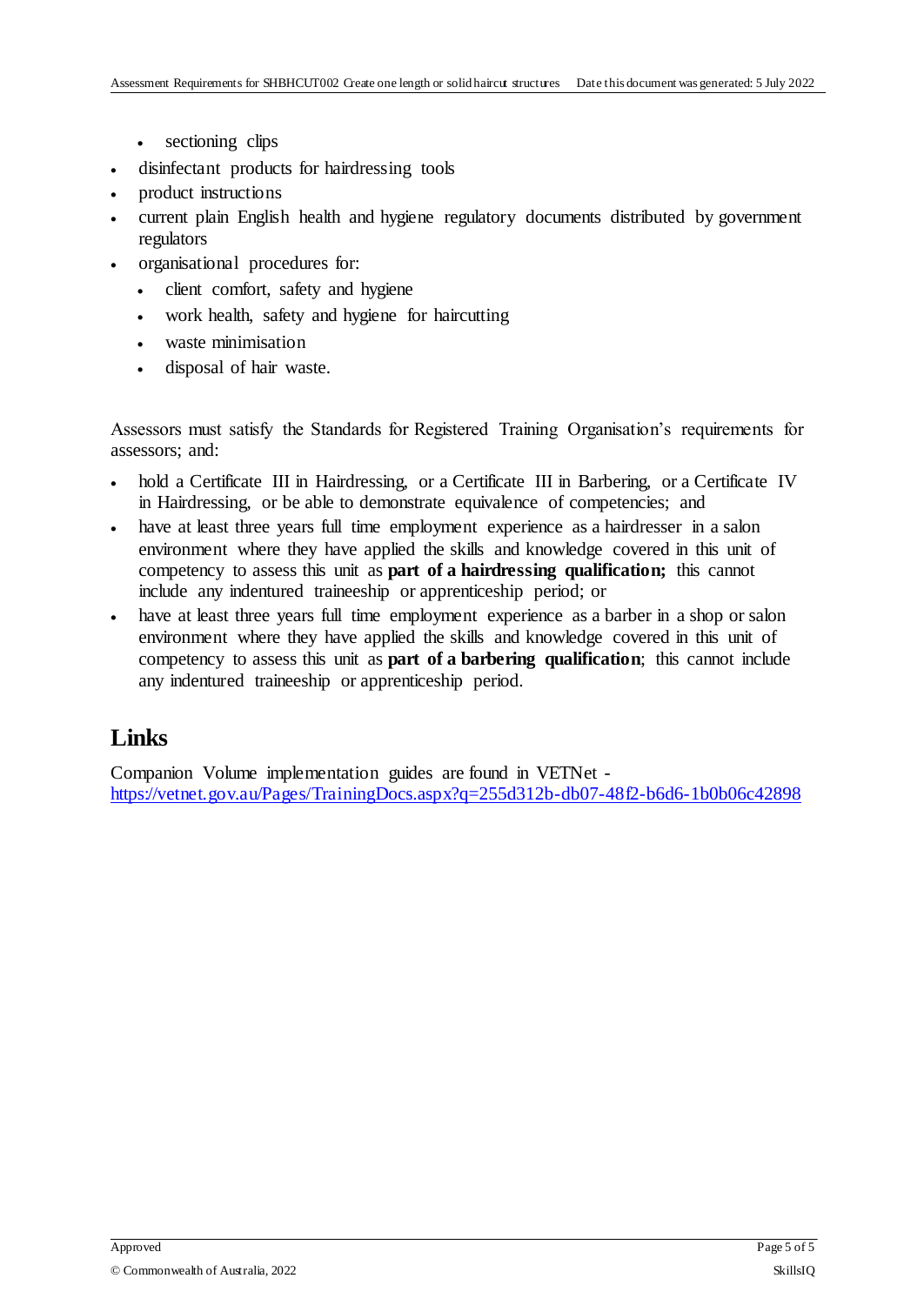- sectioning clips
- disinfectant products for hairdressing tools
- product instructions
- current plain English health and hygiene regulatory documents distributed by government regulators
- organisational procedures for:
  - client comfort, safety and hygiene
  - work health, safety and hygiene for haircutting
  - waste minimisation
  - disposal of hair waste.

Assessors must satisfy the Standards for Registered Training Organisation's requirements for assessors; and:

- hold a Certificate III in Hairdressing, or a Certificate III in Barbering, or a Certificate IV in Hairdressing, or be able to demonstrate equivalence of competencies; and
- have at least three years full time employment experience as a hairdresser in a salon environment where they have applied the skills and knowledge covered in this unit of competency to assess this unit as **part of a hairdressing qualification;** this cannot include any indentured traineeship or apprenticeship period; or
- have at least three years full time employment experience as a barber in a shop or salon environment where they have applied the skills and knowledge covered in this unit of competency to assess this unit as **part of a barbering qualification**; this cannot include any indentured traineeship or apprenticeship period.

# Links

Companion Volume implementation guides are found in VETNet - https://vetnet.gov.au/Pages/TrainingDocs.aspx?q=255d312b-db07-48f2-b6d6-1b0b06c42898